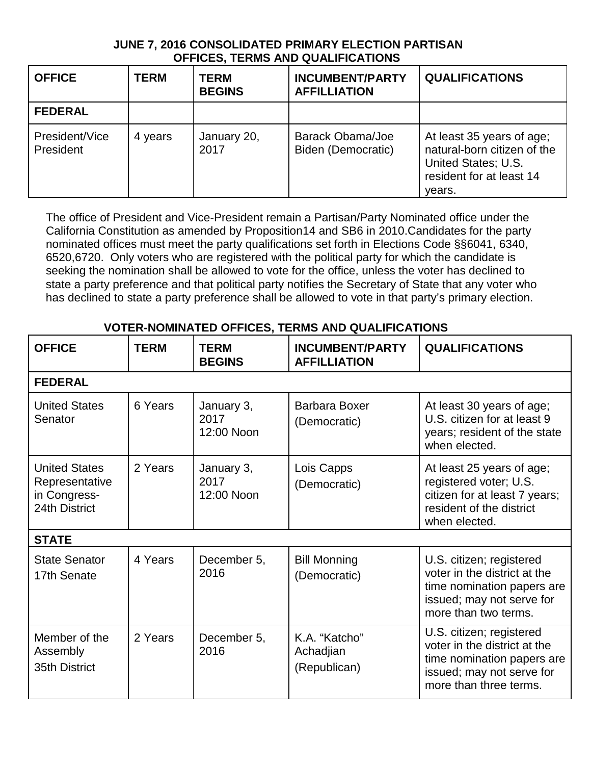## JUNE 7, 2016 CONSOLIDATED PRIMARY ELECTION PARTISAN OFFICES, TERMS AND QUALIFICATIONS

| OFFICE | TERM | TERM BEGINS | INCUMBENT/PARTY AFFILLIATION | QUALIFICATIONS |
|---|---|---|---|---|
| **FEDERAL** | | | | |
| President/Vice President | 4 years | January 20, 2017 | Barack Obama/Joe Biden (Democratic) | At least 35 years of age; natural-born citizen of the United States; U.S. resident for at least 14 years. |

The office of President and Vice-President remain a Partisan/Party Nominated office under the California Constitution as amended by Proposition14 and SB6 in 2010.Candidates for the party nominated offices must meet the party qualifications set forth in Elections Code §§6041, 6340, 6520,6720. Only voters who are registered with the political party for which the candidate is seeking the nomination shall be allowed to vote for the office, unless the voter has declined to state a party preference and that political party notifies the Secretary of State that any voter who has declined to state a party preference shall be allowed to vote in that party's primary election.

## VOTER-NOMINATED OFFICES, TERMS AND QUALIFICATIONS

| OFFICE | TERM | TERM BEGINS | INCUMBENT/PARTY AFFILLIATION | QUALIFICATIONS |
|---|---|---|---|---|
| **FEDERAL** | | | | |
| United States Senator | 6 Years | January 3, 2017 12:00 Noon | Barbara Boxer (Democratic) | At least 30 years of age; U.S. citizen for at least 9 years; resident of the state when elected. |
| United States Representative in Congress-24th District | 2 Years | January 3, 2017 12:00 Noon | Lois Capps (Democratic) | At least 25 years of age; registered voter; U.S. citizen for at least 7 years; resident of the district when elected. |
| **STATE** | | | | |
| State Senator 17th Senate | 4 Years | December 5, 2016 | Bill Monning (Democratic) | U.S. citizen; registered voter in the district at the time nomination papers are issued; may not serve for more than two terms. |
| Member of the Assembly 35th District | 2 Years | December 5, 2016 | K.A. "Katcho" Achadjian (Republican) | U.S. citizen; registered voter in the district at the time nomination papers are issued; may not serve for more than three terms. |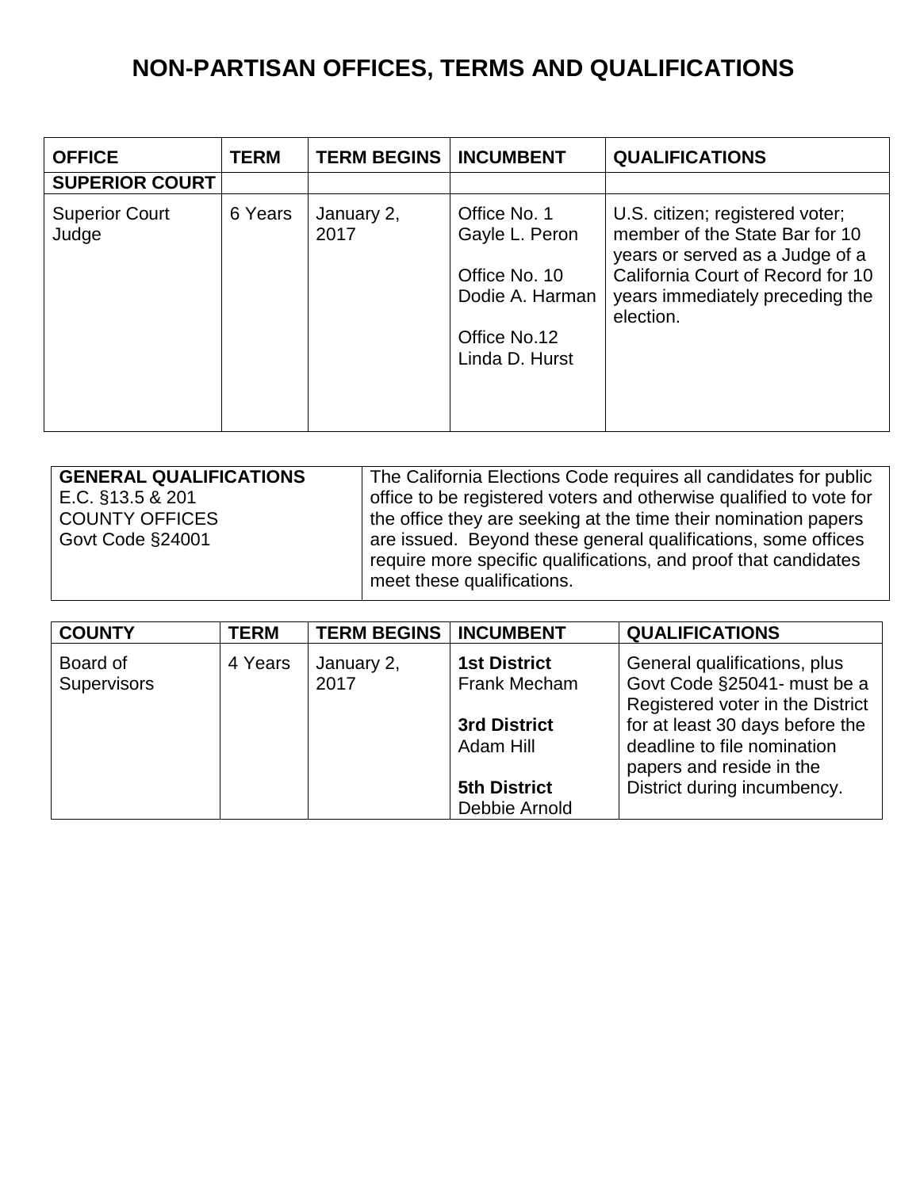# NON-PARTISAN OFFICES, TERMS AND QUALIFICATIONS

| OFFICE | TERM | TERM BEGINS | INCUMBENT | QUALIFICATIONS |
|---|---|---|---|---|
| **SUPERIOR COURT** | | | | |
| Superior Court Judge | 6 Years | January 2, 2017 | Office No. 1 Gayle L. Peron<br><br>Office No. 10 Dodie A. Harman<br><br>Office No.12 Linda D. Hurst | U.S. citizen; registered voter; member of the State Bar for 10 years or served as a Judge of a California Court of Record for 10 years immediately preceding the election. |

| | |
|---|---|
| **GENERAL QUALIFICATIONS**<br>E.C. §13.5 & 201<br>COUNTY OFFICES<br>Govt Code §24001 | The California Elections Code requires all candidates for public office to be registered voters and otherwise qualified to vote for the office they are seeking at the time their nomination papers are issued. Beyond these general qualifications, some offices require more specific qualifications, and proof that candidates meet these qualifications. |

| COUNTY | TERM | TERM BEGINS | INCUMBENT | QUALIFICATIONS |
|---|---|---|---|---|
| Board of Supervisors | 4 Years | January 2, 2017 | **1st District** Frank Mecham<br><br>**3rd District** Adam Hill<br><br>**5th District** Debbie Arnold | General qualifications, plus Govt Code §25041- must be a Registered voter in the District for at least 30 days before the deadline to file nomination papers and reside in the District during incumbency. |